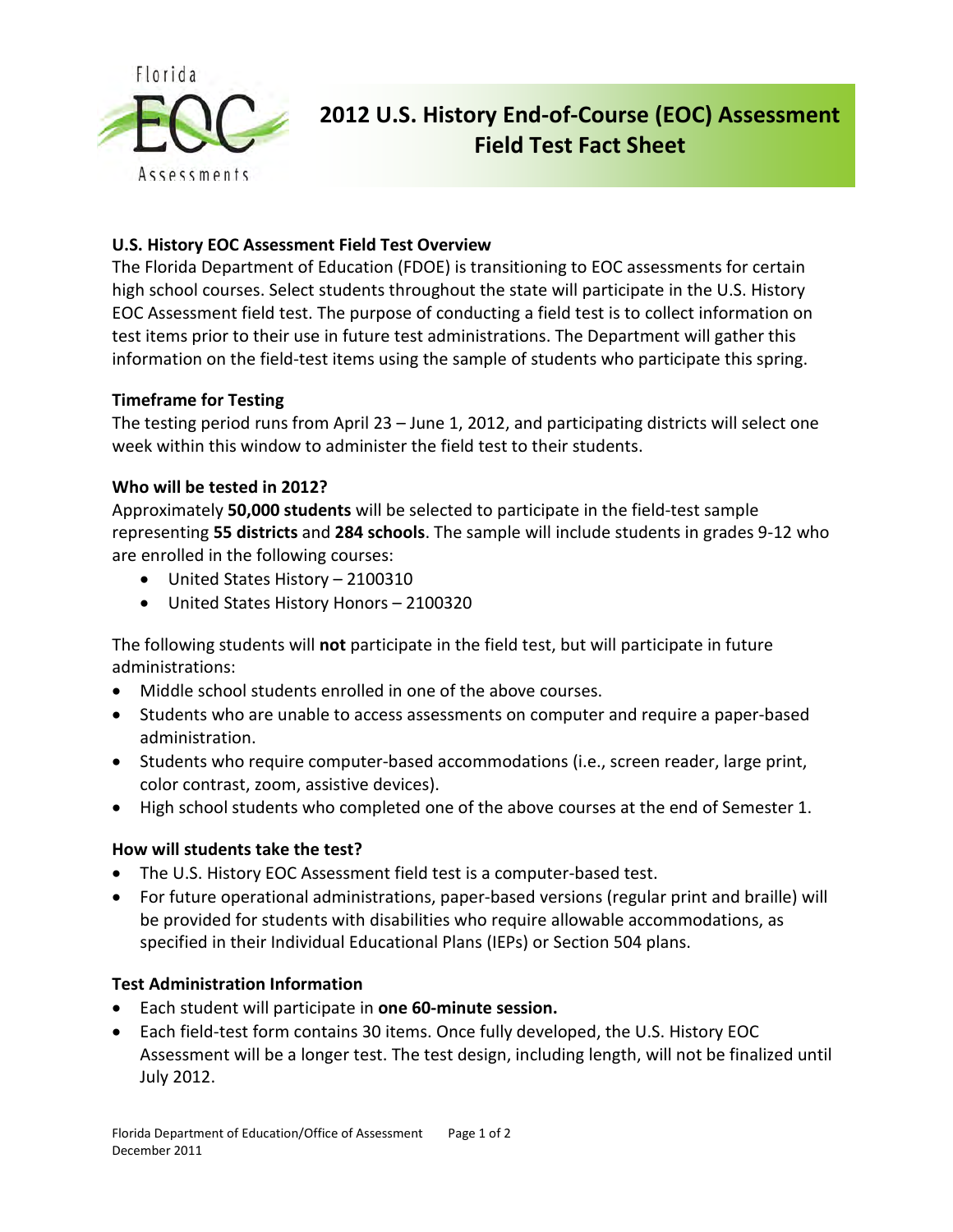# 2012 U.S. History End-of-Course (EOC) Assessment Field Test Fact Sheet

### U.S. History EOC Assessment Field Test Overview

The Florida Department of Education (FDOE) is transitioning to EOC assessments for certain high school courses. Select students throughout the state will participate in the U.S. History EOC Assessment field test. The purpose of conducting a field test is to collect information on test items prior to their use in future test administrations. The Department will gather this information on the field-test items using the sample of students who participate this spring.

### Timeframe for Testing

The testing period runs from April 23 – June 1, 2012, and participating districts will select one week within this window to administer the field test to their students.

### Who will be tested in 2012?

Approximately **50,000 students** will be selected to participate in the field-test sample representing **55 districts** and **284 schools**. The sample will include students in grades 9-12 who are enrolled in the following courses:

- United States History – 2100310
- United States History Honors – 2100320

The following students will **not** participate in the field test, but will participate in future administrations:

- Middle school students enrolled in one of the above courses.
- Students who are unable to access assessments on computer and require a paper-based administration.
- Students who require computer-based accommodations (i.e., screen reader, large print, color contrast, zoom, assistive devices).
- High school students who completed one of the above courses at the end of Semester 1.

### How will students take the test?

- The U.S. History EOC Assessment field test is a computer-based test.
- For future operational administrations, paper-based versions (regular print and braille) will be provided for students with disabilities who require allowable accommodations, as specified in their Individual Educational Plans (IEPs) or Section 504 plans.

### Test Administration Information

- Each student will participate in **one 60-minute session.**
- Each field-test form contains 30 items. Once fully developed, the U.S. History EOC Assessment will be a longer test. The test design, including length, will not be finalized until July 2012.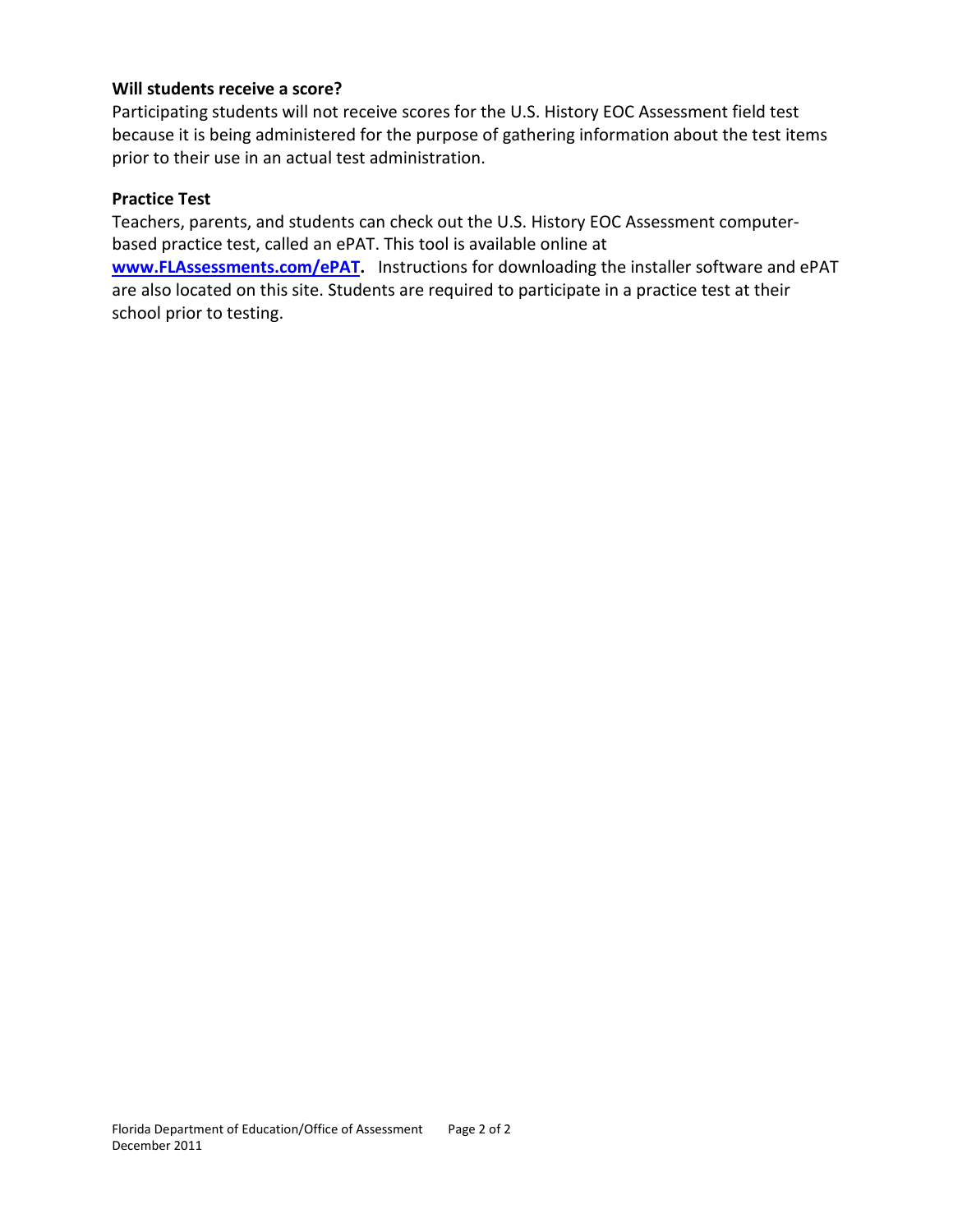**Will students receive a score?**

Participating students will not receive scores for the U.S. History EOC Assessment field test because it is being administered for the purpose of gathering information about the test items prior to their use in an actual test administration.

**Practice Test**

Teachers, parents, and students can check out the U.S. History EOC Assessment computer-based practice test, called an ePAT. This tool is available online at **www.FLAssessments.com/ePAT.** Instructions for downloading the installer software and ePAT are also located on this site. Students are required to participate in a practice test at their school prior to testing.